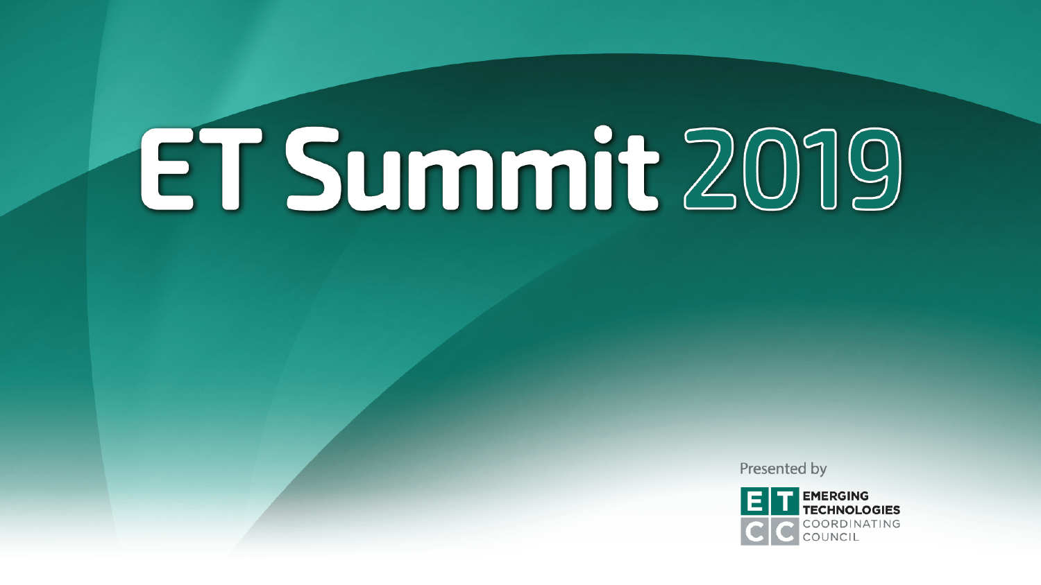# ET Summit 2019

Presented by

EMERGING TECHNOLOGIES COORDINATING COUNCIL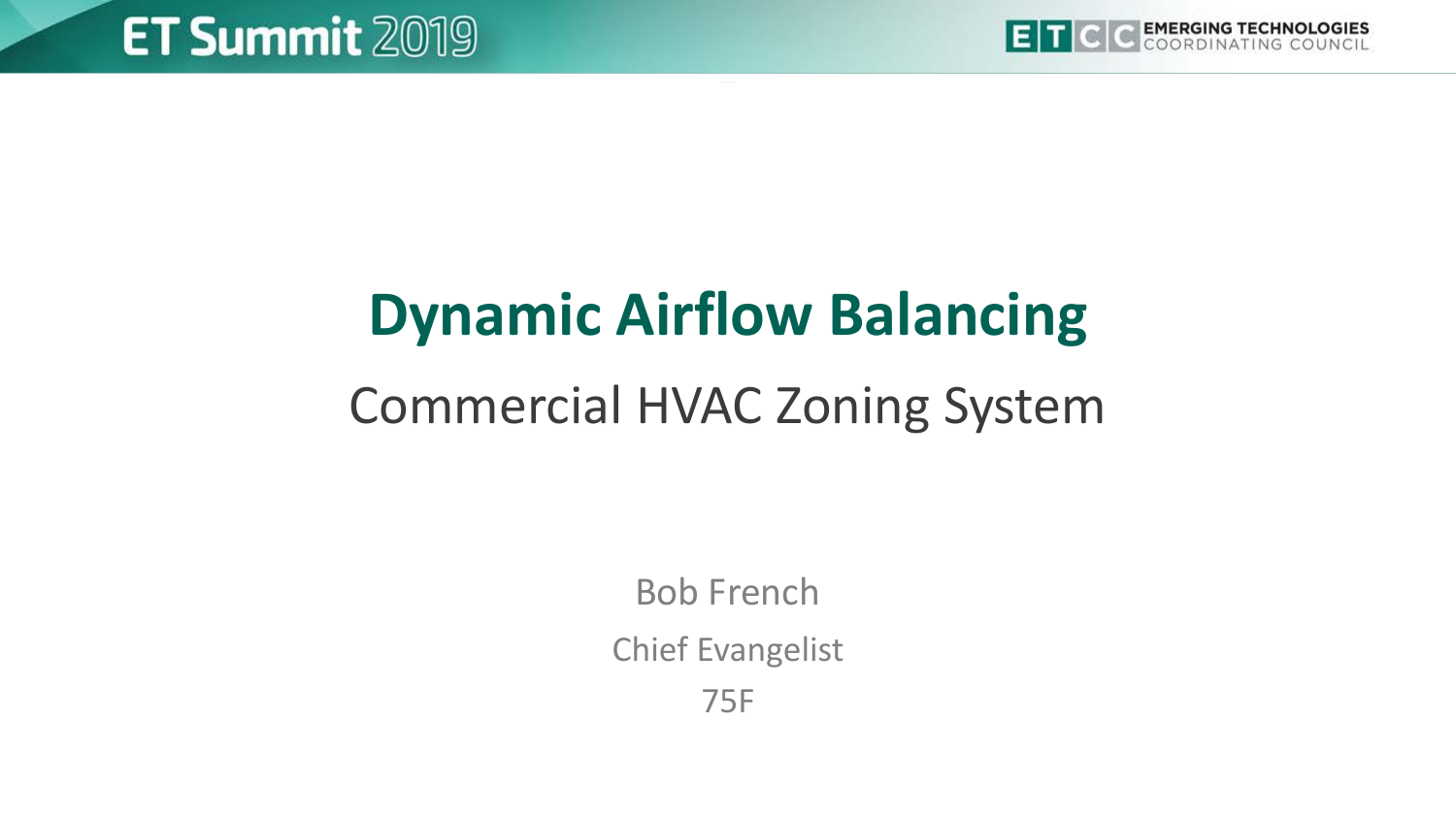# Dynamic Airflow Balancing

## Commercial HVAC Zoning System

Bob French

Chief Evangelist

75F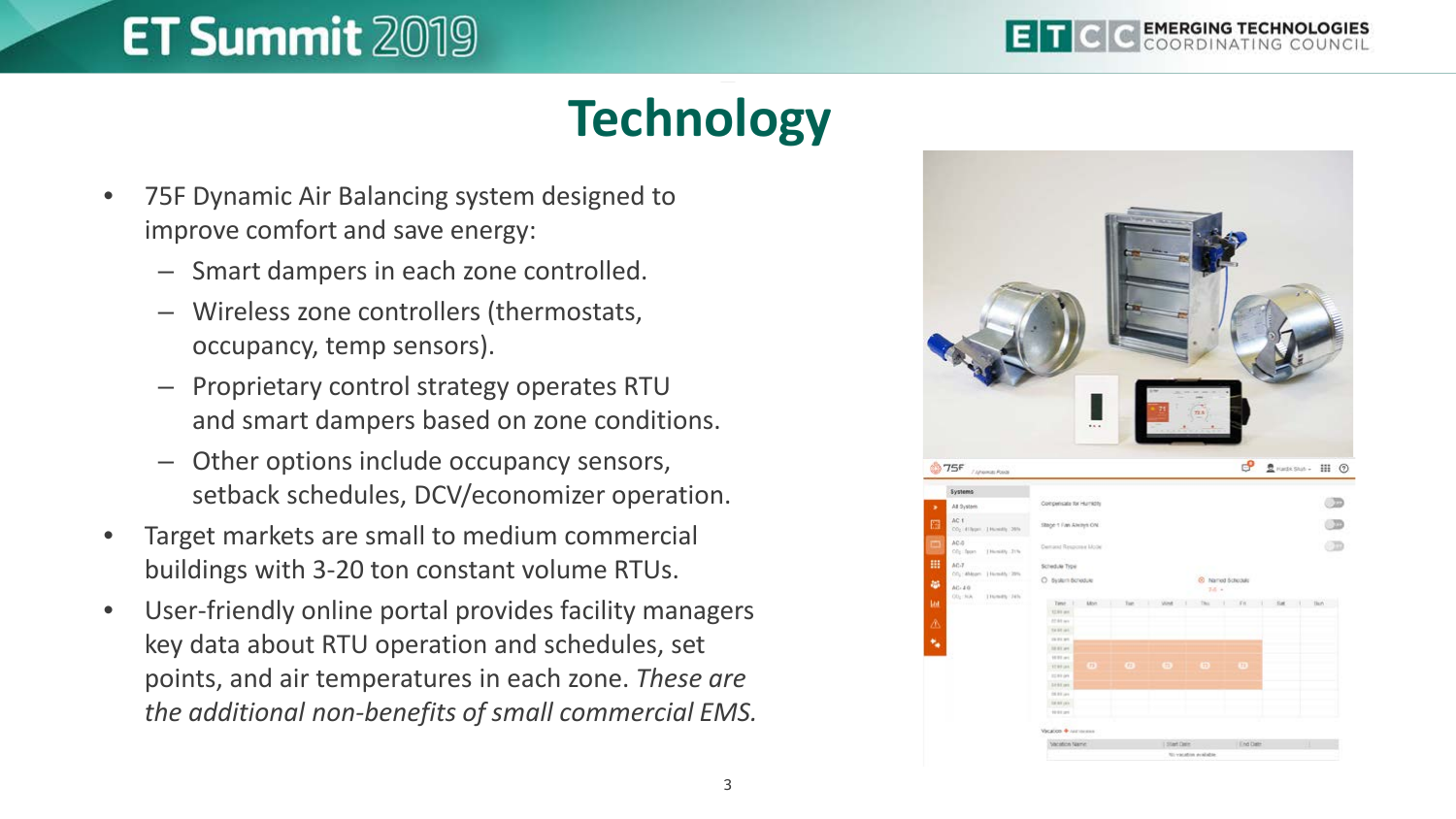# Technology

- 75F Dynamic Air Balancing system designed to improve comfort and save energy:
  - Smart dampers in each zone controlled.
  - Wireless zone controllers (thermostats, occupancy, temp sensors).
  - Proprietary control strategy operates RTU and smart dampers based on zone conditions.
  - Other options include occupancy sensors, setback schedules, DCV/economizer operation.
- Target markets are small to medium commercial buildings with 3-20 ton constant volume RTUs.
- User-friendly online portal provides facility managers key data about RTU operation and schedules, set points, and air temperatures in each zone. *These are the additional non-benefits of small commercial EMS.*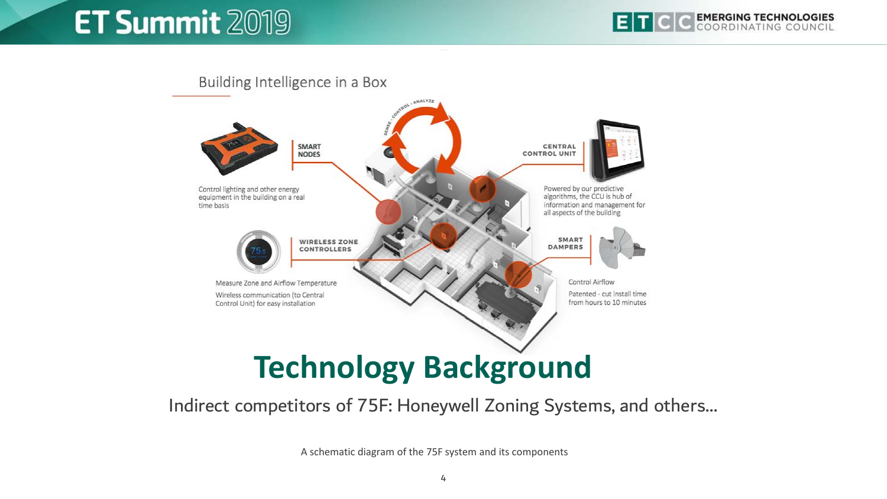Building Intelligence in a Box

**SMART NODES**

Control lighting and other energy equipment in the building on a real time basis

**WIRELESS ZONE CONTROLLERS**

Measure Zone and Airflow Temperature

Wireless communication (to Central Control Unit) for easy installation

SENSE · CONTROL · ANALYZE

**CENTRAL CONTROL UNIT**

Powered by our predictive algorithms, the CCU is hub of information and management for all aspects of the building

**SMART DAMPERS**

Control Airflow

Patented - cut install time from hours to 10 minutes

# Technology Background

Indirect competitors of 75F: Honeywell Zoning Systems, and others...

A schematic diagram of the 75F system and its components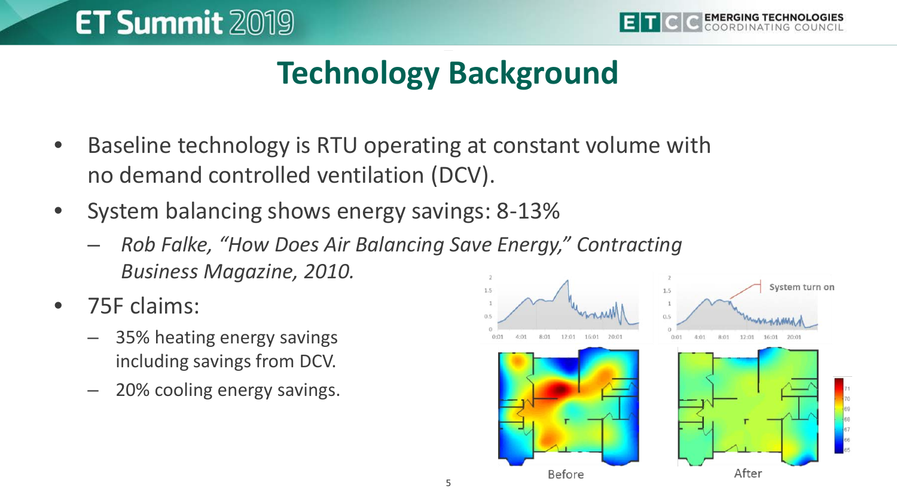# Technology Background

- Baseline technology is RTU operating at constant volume with no demand controlled ventilation (DCV).
- System balancing shows energy savings: 8-13%
  - *Rob Falke, "How Does Air Balancing Save Energy," Contracting Business Magazine, 2010.*
- 75F claims:
  - 35% heating energy savings including savings from DCV.
  - 20% cooling energy savings.

Before

After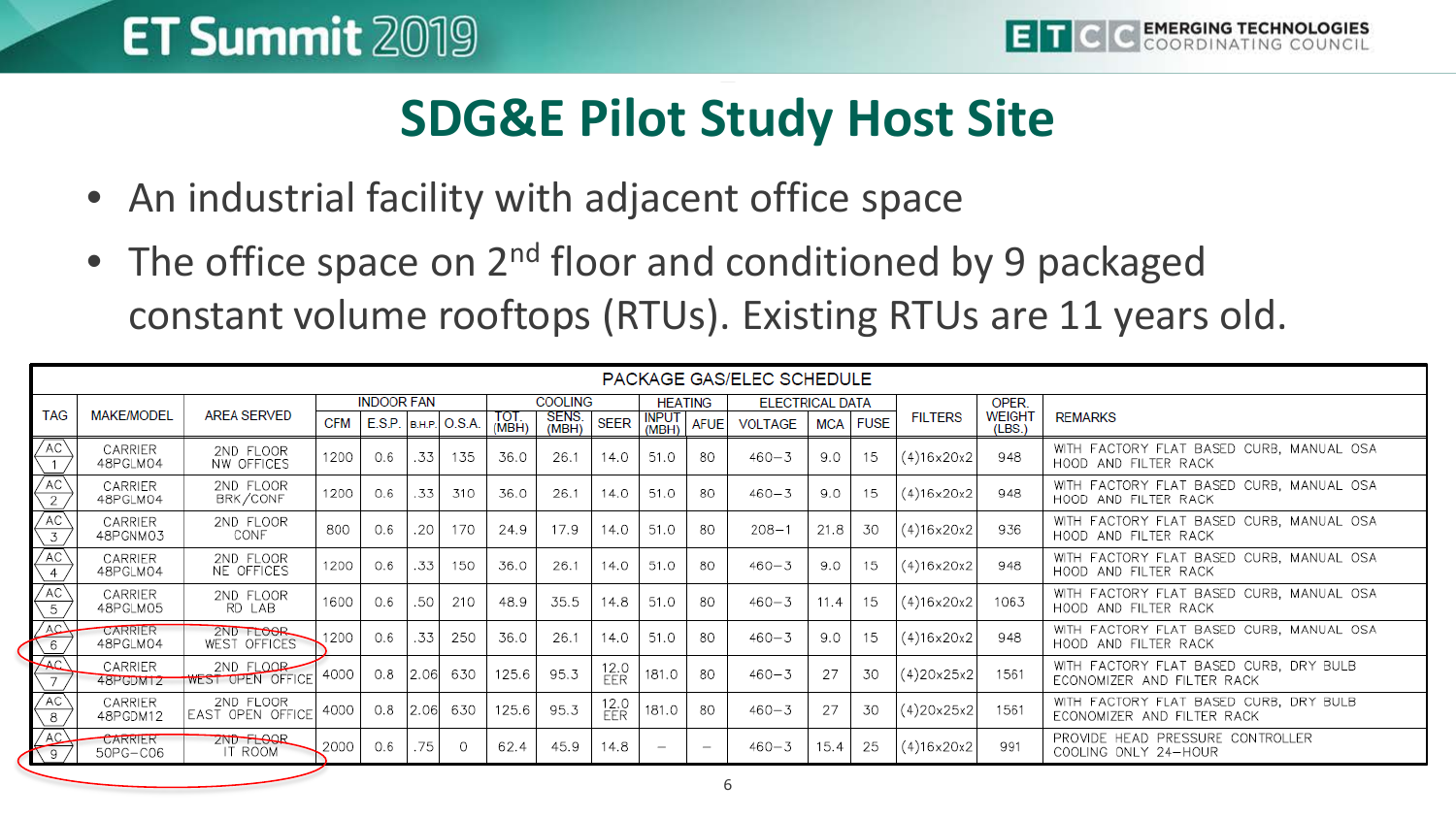# SDG&E Pilot Study Host Site

- An industrial facility with adjacent office space
- The office space on 2nd floor and conditioned by 9 packaged constant volume rooftops (RTUs). Existing RTUs are 11 years old.

**PACKAGE GAS/ELEC SCHEDULE**

| TAG | MAKE/MODEL | AREA SERVED | INDOOR FAN | | | | COOLING | | | HEATING | | ELECTRICAL DATA | | | FILTERS | OPER. WEIGHT (LBS.) | REMARKS |
|---|---|---|---|---|---|---|---|---|---|---|---|---|---|---|---|---|---|
| | | | CFM | E.S.P. | B.H.P. | O.S.A. | TOT. (MBH) | SENS. (MBH) | SEER | INPUT (MBH) | AFUE | VOLTAGE | MCA | FUSE | | | |
| AC 1 | CARRIER 48PGLM04 | 2ND FLOOR NW OFFICES | 1200 | 0.6 | .33 | 135 | 36.0 | 26.1 | 14.0 | 51.0 | 80 | 460–3 | 9.0 | 15 | (4)16x20x2 | 948 | WITH FACTORY FLAT BASED CURB, MANUAL OSA HOOD AND FILTER RACK |
| AC 2 | CARRIER 48PGLM04 | 2ND FLOOR BRK/CONF | 1200 | 0.6 | .33 | 310 | 36.0 | 26.1 | 14.0 | 51.0 | 80 | 460–3 | 9.0 | 15 | (4)16x20x2 | 948 | WITH FACTORY FLAT BASED CURB, MANUAL OSA HOOD AND FILTER RACK |
| AC 3 | CARRIER 48PGNM03 | 2ND FLOOR CONF | 800 | 0.6 | .20 | 170 | 24.9 | 17.9 | 14.0 | 51.0 | 80 | 208–1 | 21.8 | 30 | (4)16x20x2 | 936 | WITH FACTORY FLAT BASED CURB, MANUAL OSA HOOD AND FILTER RACK |
| AC 4 | CARRIER 48PGLM04 | 2ND FLOOR NE OFFICES | 1200 | 0.6 | .33 | 150 | 36.0 | 26.1 | 14.0 | 51.0 | 80 | 460–3 | 9.0 | 15 | (4)16x20x2 | 948 | WITH FACTORY FLAT BASED CURB, MANUAL OSA HOOD AND FILTER RACK |
| AC 5 | CARRIER 48PGLM05 | 2ND FLOOR RD LAB | 1600 | 0.6 | .50 | 210 | 48.9 | 35.5 | 14.8 | 51.0 | 80 | 460–3 | 11.4 | 15 | (4)16x20x2 | 1063 | WITH FACTORY FLAT BASED CURB, MANUAL OSA HOOD AND FILTER RACK |
| AC 6 | CARRIER 48PGLM04 | 2ND FLOOR WEST OFFICES | 1200 | 0.6 | .33 | 250 | 36.0 | 26.1 | 14.0 | 51.0 | 80 | 460–3 | 9.0 | 15 | (4)16x20x2 | 948 | WITH FACTORY FLAT BASED CURB, MANUAL OSA HOOD AND FILTER RACK |
| AC 7 | CARRIER 48PGDM12 | 2ND FLOOR WEST OPEN OFFICE | 4000 | 0.8 | 2.06 | 630 | 125.6 | 95.3 | 12.0 EER | 181.0 | 80 | 460–3 | 27 | 30 | (4)20x25x2 | 1561 | WITH FACTORY FLAT BASED CURB, DRY BULB ECONOMIZER AND FILTER RACK |
| AC 8 | CARRIER 48PGDM12 | 2ND FLOOR EAST OPEN OFFICE | 4000 | 0.8 | 2.06 | 630 | 125.6 | 95.3 | 12.0 EER | 181.0 | 80 | 460–3 | 27 | 30 | (4)20x25x2 | 1561 | WITH FACTORY FLAT BASED CURB, DRY BULB ECONOMIZER AND FILTER RACK |
| AC 9 | CARRIER 50PG-C06 | 2ND FLOOR IT ROOM | 2000 | 0.6 | .75 | 0 | 62.4 | 45.9 | 14.8 | — | — | 460–3 | 15.4 | 25 | (4)16x20x2 | 991 | PROVIDE HEAD PRESSURE CONTROLLER COOLING ONLY 24-HOUR |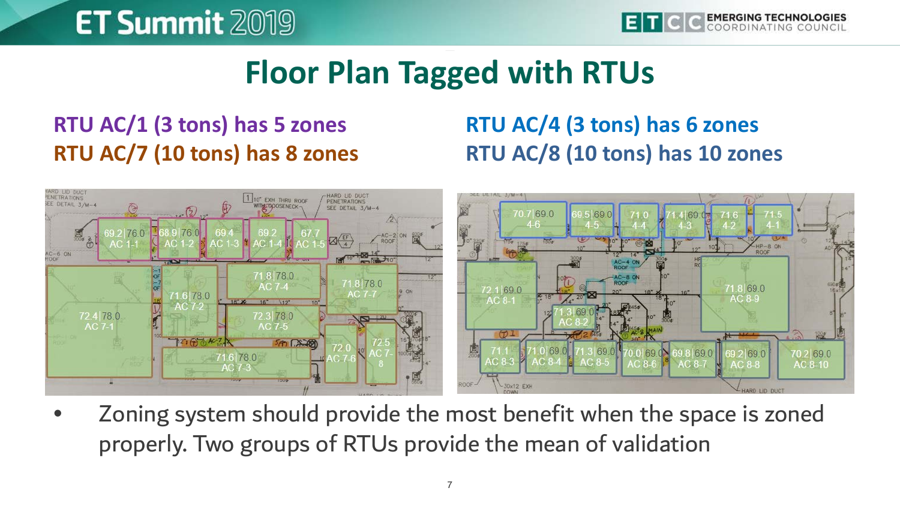# Floor Plan Tagged with RTUs

**RTU AC/1 (3 tons) has 5 zones**
**RTU AC/7 (10 tons) has 8 zones**

**RTU AC/4 (3 tons) has 6 zones**
**RTU AC/8 (10 tons) has 10 zones**

- Zoning system should provide the most benefit when the space is zoned properly. Two groups of RTUs provide the mean of validation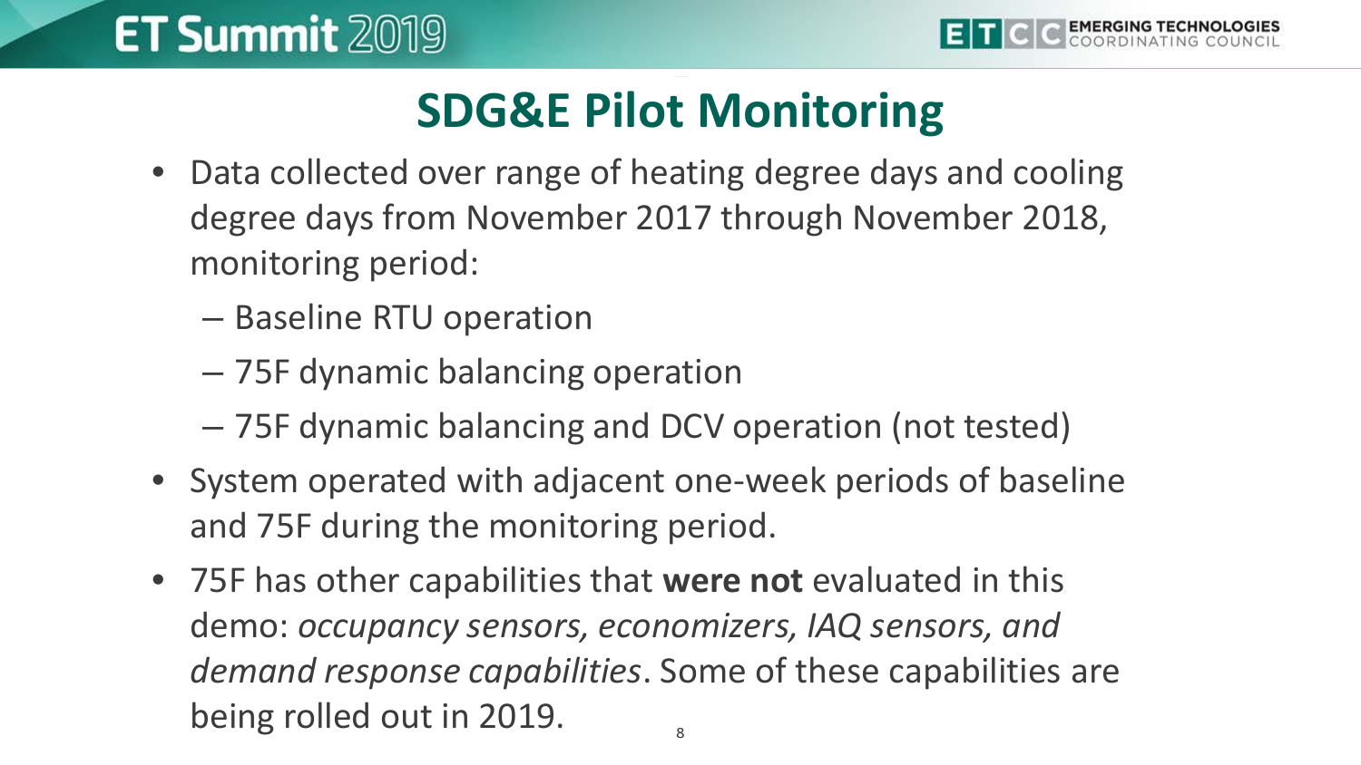# SDG&E Pilot Monitoring

- Data collected over range of heating degree days and cooling degree days from November 2017 through November 2018, monitoring period:
  - Baseline RTU operation
  - 75F dynamic balancing operation
  - 75F dynamic balancing and DCV operation (not tested)
- System operated with adjacent one-week periods of baseline and 75F during the monitoring period.
- 75F has other capabilities that **were not** evaluated in this demo: *occupancy sensors, economizers, IAQ sensors, and demand response capabilities*. Some of these capabilities are being rolled out in 2019.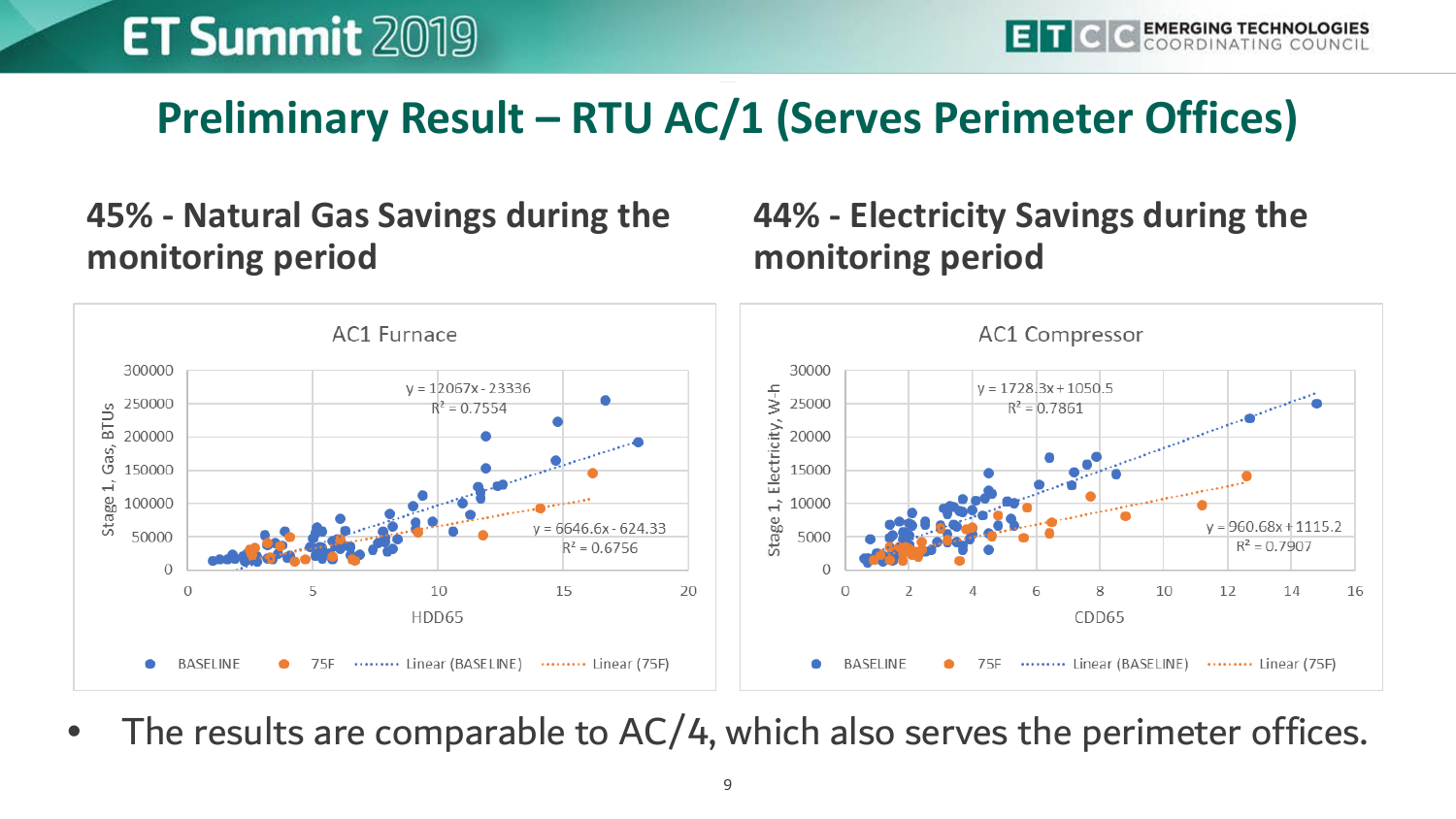# Preliminary Result – RTU AC/1 (Serves Perimeter Offices)

## 45% - Natural Gas Savings during the monitoring period

**AC1 Furnace**

- Y-axis: Stage 1, Gas, BTUs (0 – 300000)
- X-axis: HDD65 (0 – 20)
- BASELINE: $y = 12067x - 23336$, $R^2 = 0.7554$
- 75F: $y = 6646.6x - 624.33$, $R^2 = 0.6756$

Legend: BASELINE, 75F, Linear (BASELINE), Linear (75F)

## 44% - Electricity Savings during the monitoring period

**AC1 Compressor**

- Y-axis: Stage 1, Electricity, W-h (0 – 30000)
- X-axis: CDD65 (0 – 16)
- BASELINE: $y = 1728.3x + 1050.5$, $R^2 = 0.7861$
- 75F: $y = 960.68x + 1115.2$, $R^2 = 0.7907$

Legend: BASELINE, 75F, Linear (BASELINE), Linear (75F)

- The results are comparable to AC/4, which also serves the perimeter offices.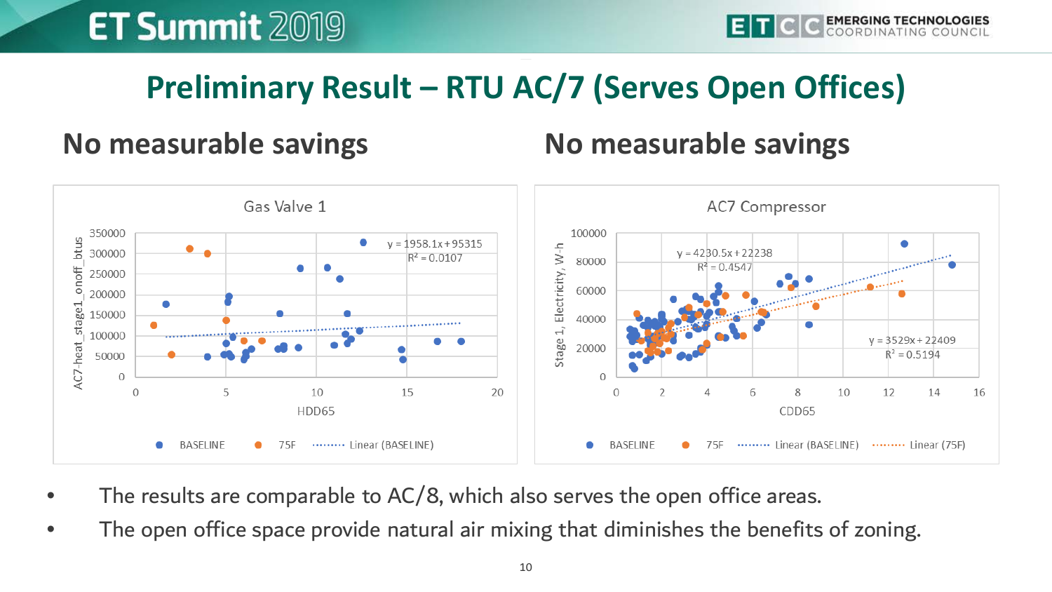# Preliminary Result – RTU AC/7 (Serves Open Offices)

## No measurable savings

**Gas Valve 1**

- Y-axis: AC7-heat_stage1_onoff_btus
- X-axis: HDD65
- $y = 1958.1x + 95315$
- $R^2 = 0.0107$
- Legend: BASELINE, 75F, Linear (BASELINE)

## No measurable savings

**AC7 Compressor**

- Y-axis: Stage 1, Electricity, W-h
- X-axis: CDD65
- $y = 4230.5x + 22238$
- $R^2 = 0.4547$
- $y = 3529x + 22409$
- $R^2 = 0.5194$
- Legend: BASELINE, 75F, Linear (BASELINE), Linear (75F)

- The results are comparable to AC/8, which also serves the open office areas.
- The open office space provide natural air mixing that diminishes the benefits of zoning.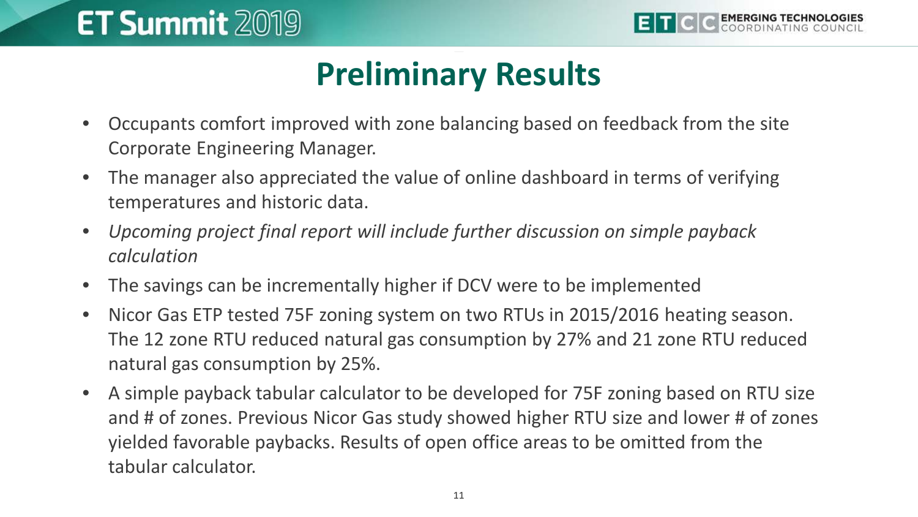# Preliminary Results

- Occupants comfort improved with zone balancing based on feedback from the site Corporate Engineering Manager.
- The manager also appreciated the value of online dashboard in terms of verifying temperatures and historic data.
- *Upcoming project final report will include further discussion on simple payback calculation*
- The savings can be incrementally higher if DCV were to be implemented
- Nicor Gas ETP tested 75F zoning system on two RTUs in 2015/2016 heating season. The 12 zone RTU reduced natural gas consumption by 27% and 21 zone RTU reduced natural gas consumption by 25%.
- A simple payback tabular calculator to be developed for 75F zoning based on RTU size and # of zones. Previous Nicor Gas study showed higher RTU size and lower # of zones yielded favorable paybacks. Results of open office areas to be omitted from the tabular calculator.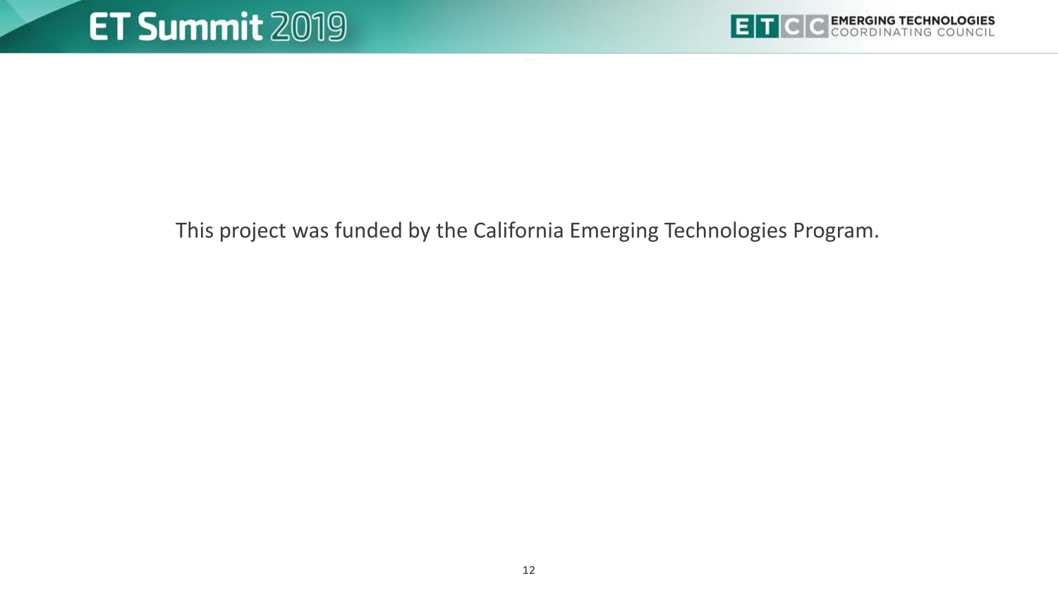This project was funded by the California Emerging Technologies Program.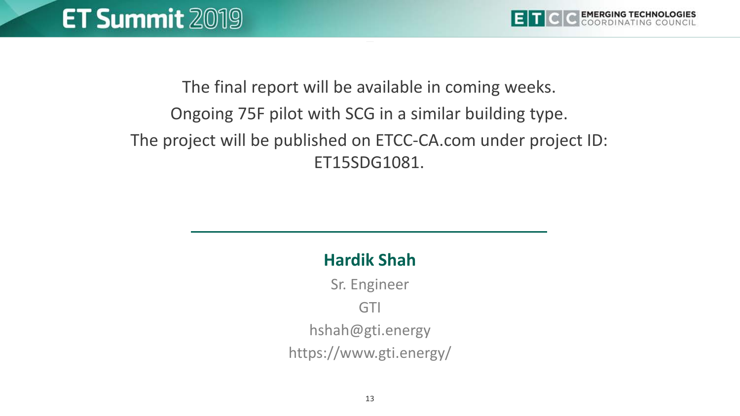The final report will be available in coming weeks.

Ongoing 75F pilot with SCG in a similar building type.

The project will be published on ETCC-CA.com under project ID: ET15SDG1081.

---

**Hardik Shah**

Sr. Engineer

GTI

hshah@gti.energy

https://www.gti.energy/